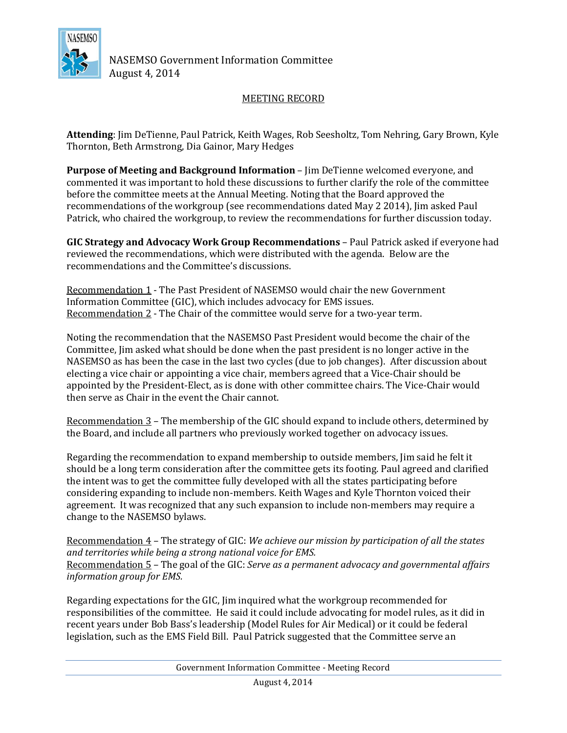NASEMSO Government Information Committee
August 4, 2014

## MEETING RECORD

**Attending**: Jim DeTienne, Paul Patrick, Keith Wages, Rob Seesholtz, Tom Nehring, Gary Brown, Kyle Thornton, Beth Armstrong, Dia Gainor, Mary Hedges

**Purpose of Meeting and Background Information** – Jim DeTienne welcomed everyone, and commented it was important to hold these discussions to further clarify the role of the committee before the committee meets at the Annual Meeting. Noting that the Board approved the recommendations of the workgroup (see recommendations dated May 2 2014), Jim asked Paul Patrick, who chaired the workgroup, to review the recommendations for further discussion today.

**GIC Strategy and Advocacy Work Group Recommendations** – Paul Patrick asked if everyone had reviewed the recommendations, which were distributed with the agenda. Below are the recommendations and the Committee's discussions.

Recommendation 1 - The Past President of NASEMSO would chair the new Government Information Committee (GIC), which includes advocacy for EMS issues.
Recommendation 2 - The Chair of the committee would serve for a two-year term.

Noting the recommendation that the NASEMSO Past President would become the chair of the Committee, Jim asked what should be done when the past president is no longer active in the NASEMSO as has been the case in the last two cycles (due to job changes). After discussion about electing a vice chair or appointing a vice chair, members agreed that a Vice-Chair should be appointed by the President-Elect, as is done with other committee chairs. The Vice-Chair would then serve as Chair in the event the Chair cannot.

Recommendation 3 – The membership of the GIC should expand to include others, determined by the Board, and include all partners who previously worked together on advocacy issues.

Regarding the recommendation to expand membership to outside members, Jim said he felt it should be a long term consideration after the committee gets its footing. Paul agreed and clarified the intent was to get the committee fully developed with all the states participating before considering expanding to include non-members. Keith Wages and Kyle Thornton voiced their agreement. It was recognized that any such expansion to include non-members may require a change to the NASEMSO bylaws.

Recommendation 4 – The strategy of GIC: *We achieve our mission by participation of all the states and territories while being a strong national voice for EMS.*
Recommendation 5 – The goal of the GIC: *Serve as a permanent advocacy and governmental affairs information group for EMS.*

Regarding expectations for the GIC, Jim inquired what the workgroup recommended for responsibilities of the committee. He said it could include advocating for model rules, as it did in recent years under Bob Bass's leadership (Model Rules for Air Medical) or it could be federal legislation, such as the EMS Field Bill. Paul Patrick suggested that the Committee serve an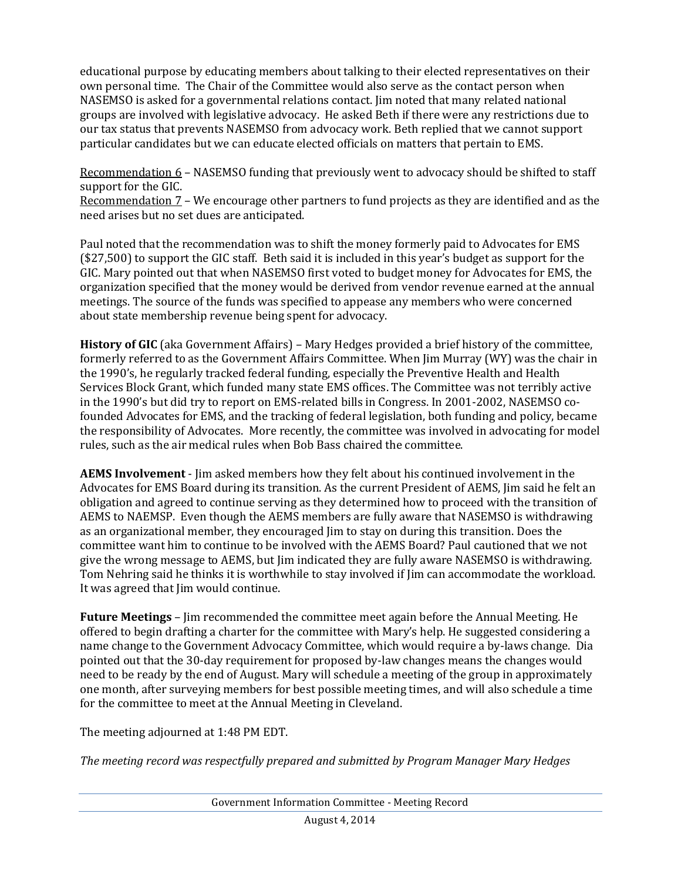educational purpose by educating members about talking to their elected representatives on their own personal time. The Chair of the Committee would also serve as the contact person when NASEMSO is asked for a governmental relations contact. Jim noted that many related national groups are involved with legislative advocacy. He asked Beth if there were any restrictions due to our tax status that prevents NASEMSO from advocacy work. Beth replied that we cannot support particular candidates but we can educate elected officials on matters that pertain to EMS.

<u>Recommendation 6</u> – NASEMSO funding that previously went to advocacy should be shifted to staff support for the GIC.
<u>Recommendation 7</u> – We encourage other partners to fund projects as they are identified and as the need arises but no set dues are anticipated.

Paul noted that the recommendation was to shift the money formerly paid to Advocates for EMS ($27,500) to support the GIC staff. Beth said it is included in this year's budget as support for the GIC. Mary pointed out that when NASEMSO first voted to budget money for Advocates for EMS, the organization specified that the money would be derived from vendor revenue earned at the annual meetings. The source of the funds was specified to appease any members who were concerned about state membership revenue being spent for advocacy.

**History of GIC** (aka Government Affairs) – Mary Hedges provided a brief history of the committee, formerly referred to as the Government Affairs Committee. When Jim Murray (WY) was the chair in the 1990's, he regularly tracked federal funding, especially the Preventive Health and Health Services Block Grant, which funded many state EMS offices. The Committee was not terribly active in the 1990's but did try to report on EMS-related bills in Congress. In 2001-2002, NASEMSO co-founded Advocates for EMS, and the tracking of federal legislation, both funding and policy, became the responsibility of Advocates. More recently, the committee was involved in advocating for model rules, such as the air medical rules when Bob Bass chaired the committee.

**AEMS Involvement** - Jim asked members how they felt about his continued involvement in the Advocates for EMS Board during its transition. As the current President of AEMS, Jim said he felt an obligation and agreed to continue serving as they determined how to proceed with the transition of AEMS to NAEMSP. Even though the AEMS members are fully aware that NASEMSO is withdrawing as an organizational member, they encouraged Jim to stay on during this transition. Does the committee want him to continue to be involved with the AEMS Board? Paul cautioned that we not give the wrong message to AEMS, but Jim indicated they are fully aware NASEMSO is withdrawing. Tom Nehring said he thinks it is worthwhile to stay involved if Jim can accommodate the workload. It was agreed that Jim would continue.

**Future Meetings** – Jim recommended the committee meet again before the Annual Meeting. He offered to begin drafting a charter for the committee with Mary's help. He suggested considering a name change to the Government Advocacy Committee, which would require a by-laws change. Dia pointed out that the 30-day requirement for proposed by-law changes means the changes would need to be ready by the end of August. Mary will schedule a meeting of the group in approximately one month, after surveying members for best possible meeting times, and will also schedule a time for the committee to meet at the Annual Meeting in Cleveland.

The meeting adjourned at 1:48 PM EDT.

*The meeting record was respectfully prepared and submitted by Program Manager Mary Hedges*